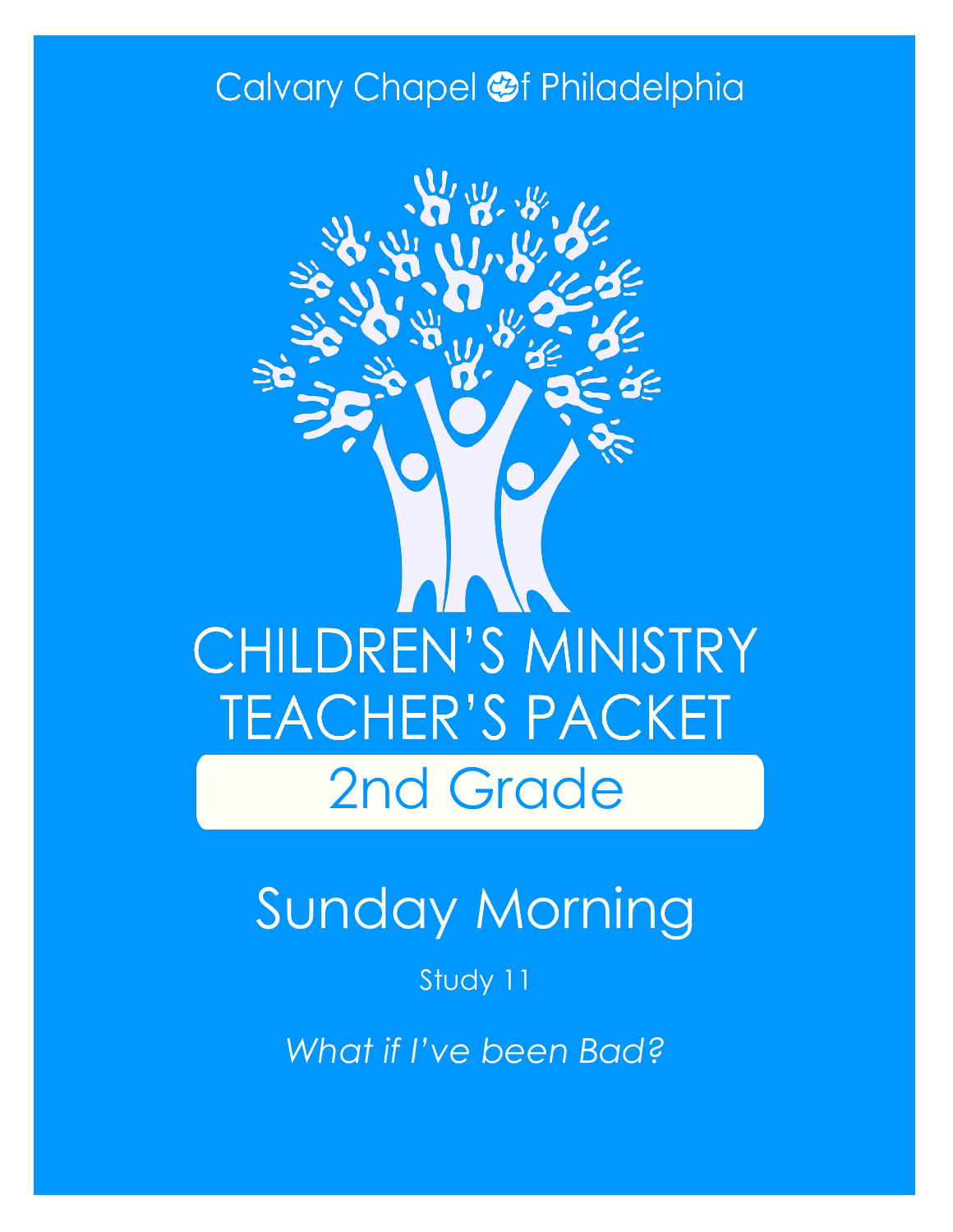Calvary Chapel of Philadelphia

# CHILDREN'S MINISTRY TEACHER'S PACKET

## 2nd Grade

# Sunday Morning

Study 11

*What if I've been Bad?*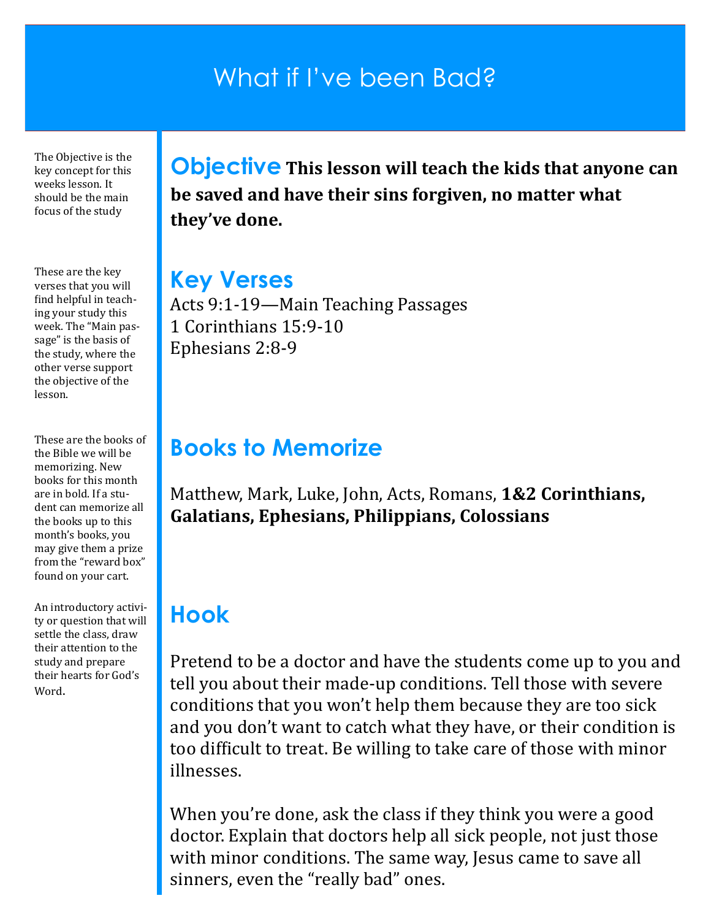# What if I've been Bad?

The Objective is the key concept for this weeks lesson. It should be the main focus of the study

## Objective

**This lesson will teach the kids that anyone can be saved and have their sins forgiven, no matter what they've done.**

These are the key verses that you will find helpful in teaching your study this week. The "Main passage" is the basis of the study, where the other verse support the objective of the lesson.

## Key Verses

Acts 9:1-19—Main Teaching Passages
1 Corinthians 15:9-10
Ephesians 2:8-9

These are the books of the Bible we will be memorizing. New books for this month are in bold. If a student can memorize all the books up to this month's books, you may give them a prize from the "reward box" found on your cart.

## Books to Memorize

Matthew, Mark, Luke, John, Acts, Romans, **1&2 Corinthians, Galatians, Ephesians, Philippians, Colossians**

An introductory activity or question that will settle the class, draw their attention to the study and prepare their hearts for God's Word.

## Hook

Pretend to be a doctor and have the students come up to you and tell you about their made-up conditions. Tell those with severe conditions that you won't help them because they are too sick and you don't want to catch what they have, or their condition is too difficult to treat. Be willing to take care of those with minor illnesses.

When you're done, ask the class if they think you were a good doctor. Explain that doctors help all sick people, not just those with minor conditions. The same way, Jesus came to save all sinners, even the "really bad" ones.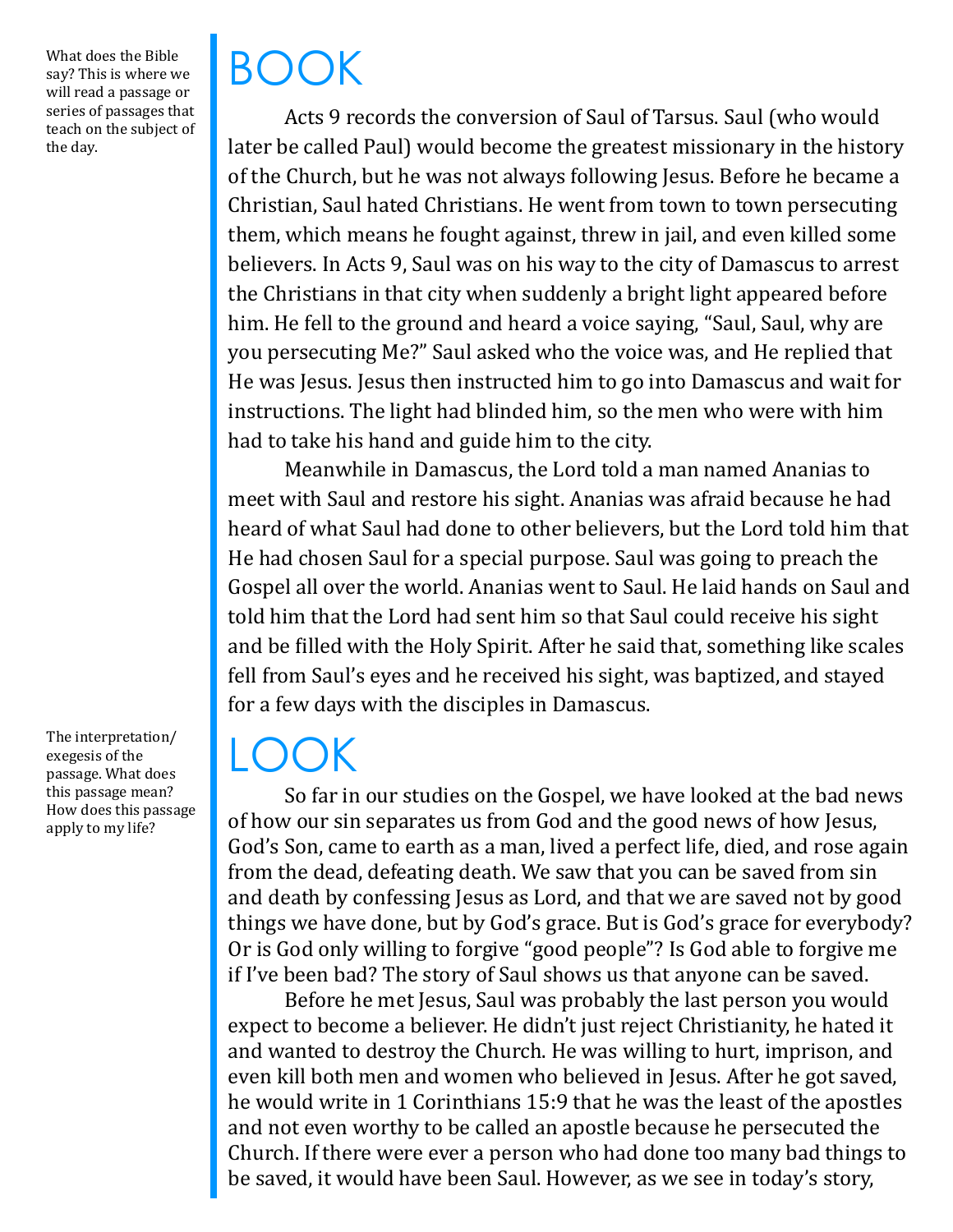What does the Bible say? This is where we will read a passage or series of passages that teach on the subject of the day.

# BOOK

Acts 9 records the conversion of Saul of Tarsus. Saul (who would later be called Paul) would become the greatest missionary in the history of the Church, but he was not always following Jesus. Before he became a Christian, Saul hated Christians. He went from town to town persecuting them, which means he fought against, threw in jail, and even killed some believers. In Acts 9, Saul was on his way to the city of Damascus to arrest the Christians in that city when suddenly a bright light appeared before him. He fell to the ground and heard a voice saying, "Saul, Saul, why are you persecuting Me?" Saul asked who the voice was, and He replied that He was Jesus. Jesus then instructed him to go into Damascus and wait for instructions. The light had blinded him, so the men who were with him had to take his hand and guide him to the city.

Meanwhile in Damascus, the Lord told a man named Ananias to meet with Saul and restore his sight. Ananias was afraid because he had heard of what Saul had done to other believers, but the Lord told him that He had chosen Saul for a special purpose. Saul was going to preach the Gospel all over the world. Ananias went to Saul. He laid hands on Saul and told him that the Lord had sent him so that Saul could receive his sight and be filled with the Holy Spirit. After he said that, something like scales fell from Saul's eyes and he received his sight, was baptized, and stayed for a few days with the disciples in Damascus.

The interpretation/exegesis of the passage. What does this passage mean? How does this passage apply to my life?

# LOOK

So far in our studies on the Gospel, we have looked at the bad news of how our sin separates us from God and the good news of how Jesus, God's Son, came to earth as a man, lived a perfect life, died, and rose again from the dead, defeating death. We saw that you can be saved from sin and death by confessing Jesus as Lord, and that we are saved not by good things we have done, but by God's grace. But is God's grace for everybody? Or is God only willing to forgive "good people"? Is God able to forgive me if I've been bad? The story of Saul shows us that anyone can be saved.

Before he met Jesus, Saul was probably the last person you would expect to become a believer. He didn't just reject Christianity, he hated it and wanted to destroy the Church. He was willing to hurt, imprison, and even kill both men and women who believed in Jesus. After he got saved, he would write in 1 Corinthians 15:9 that he was the least of the apostles and not even worthy to be called an apostle because he persecuted the Church. If there were ever a person who had done too many bad things to be saved, it would have been Saul. However, as we see in today's story,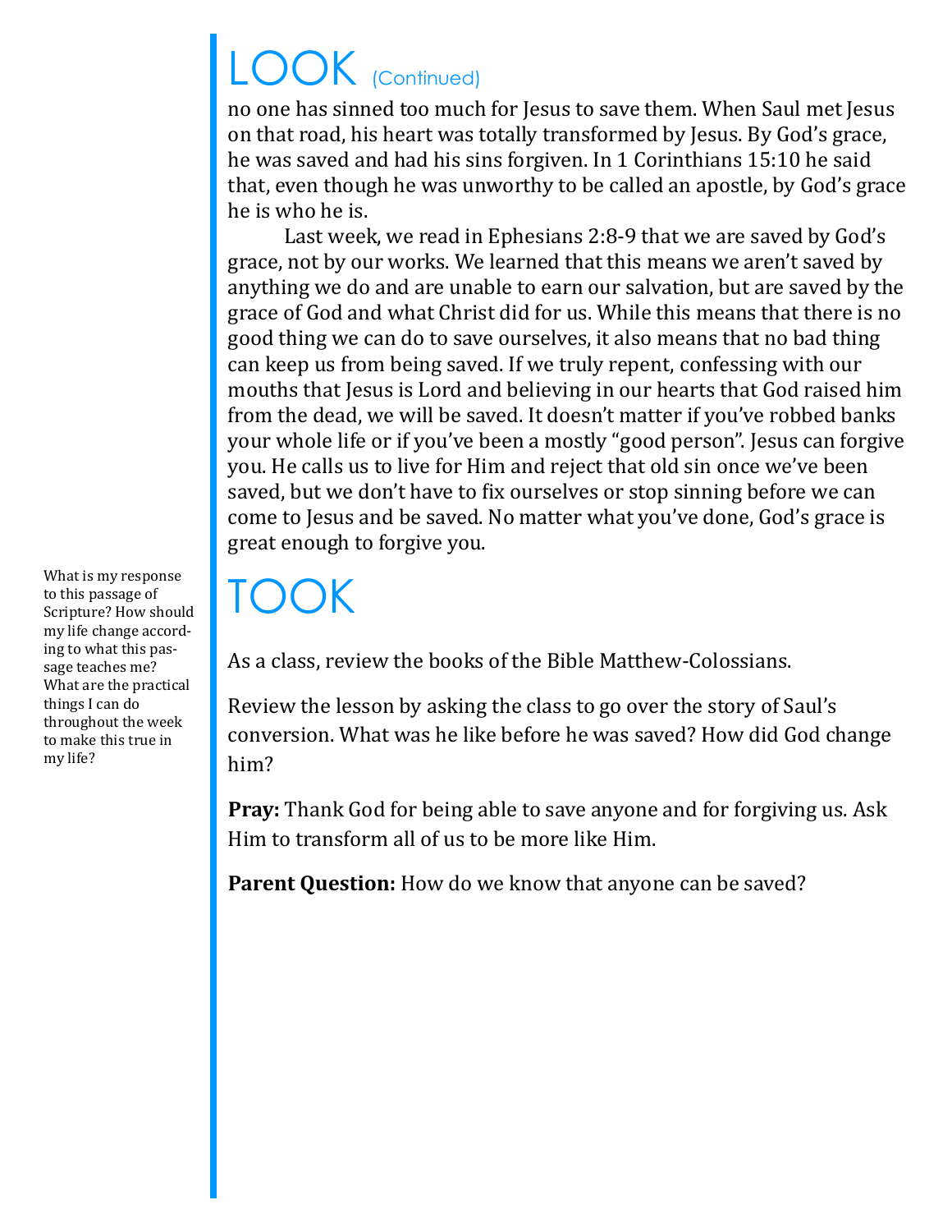# LOOK (Continued)

no one has sinned too much for Jesus to save them. When Saul met Jesus on that road, his heart was totally transformed by Jesus. By God's grace, he was saved and had his sins forgiven. In 1 Corinthians 15:10 he said that, even though he was unworthy to be called an apostle, by God's grace he is who he is.

Last week, we read in Ephesians 2:8-9 that we are saved by God's grace, not by our works. We learned that this means we aren't saved by anything we do and are unable to earn our salvation, but are saved by the grace of God and what Christ did for us. While this means that there is no good thing we can do to save ourselves, it also means that no bad thing can keep us from being saved. If we truly repent, confessing with our mouths that Jesus is Lord and believing in our hearts that God raised him from the dead, we will be saved. It doesn't matter if you've robbed banks your whole life or if you've been a mostly "good person". Jesus can forgive you. He calls us to live for Him and reject that old sin once we've been saved, but we don't have to fix ourselves or stop sinning before we can come to Jesus and be saved. No matter what you've done, God's grace is great enough to forgive you.

# TOOK

What is my response to this passage of Scripture? How should my life change according to what this passage teaches me? What are the practical things I can do throughout the week to make this true in my life?

As a class, review the books of the Bible Matthew-Colossians.

Review the lesson by asking the class to go over the story of Saul's conversion. What was he like before he was saved? How did God change him?

**Pray:** Thank God for being able to save anyone and for forgiving us. Ask Him to transform all of us to be more like Him.

**Parent Question:** How do we know that anyone can be saved?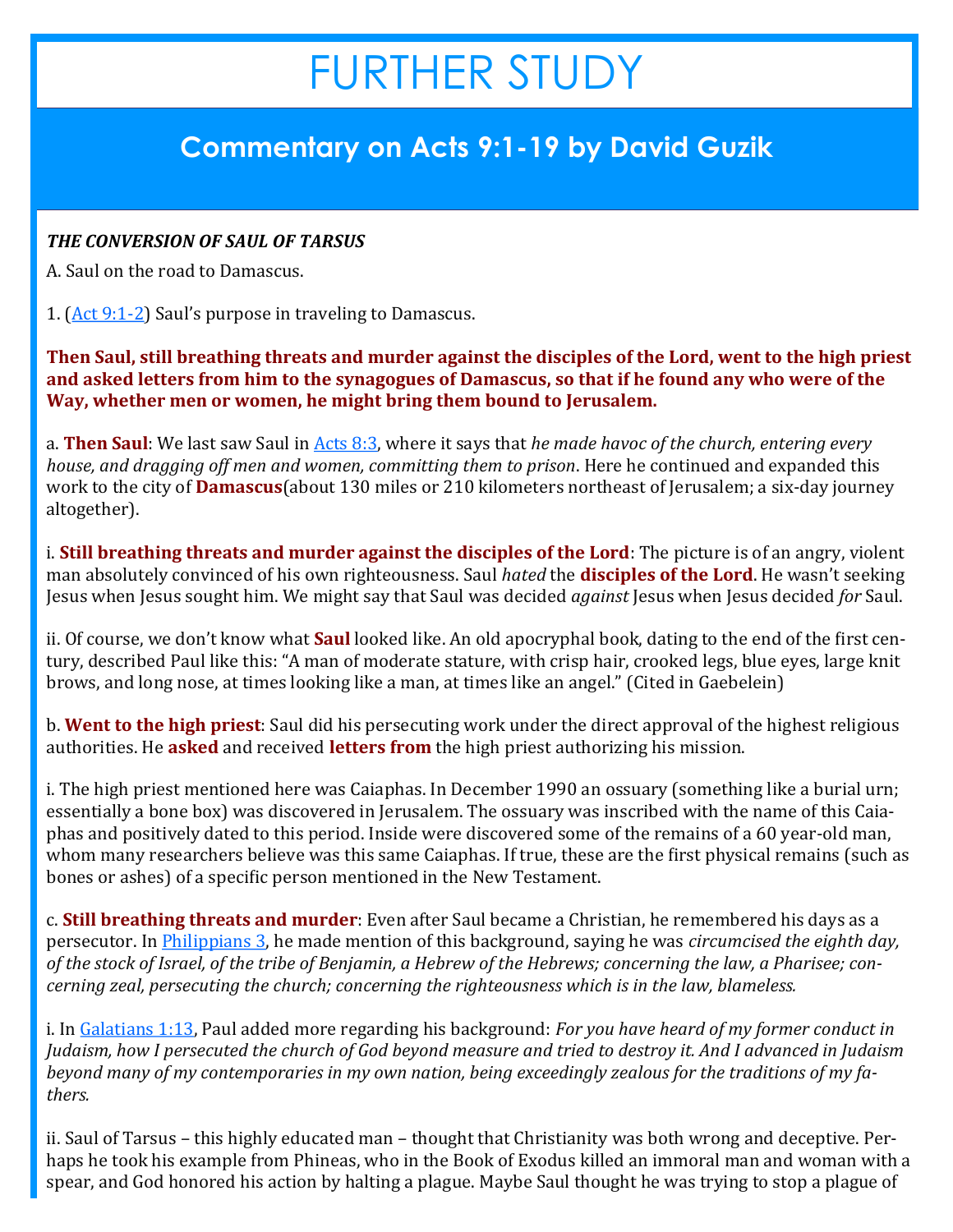# FURTHER STUDY

## Commentary on Acts 9:1-19 by David Guzik

***THE CONVERSION OF SAUL OF TARSUS***

A. Saul on the road to Damascus.

1. ([Act 9:1-2]) Saul's purpose in traveling to Damascus.

**Then Saul, still breathing threats and murder against the disciples of the Lord, went to the high priest and asked letters from him to the synagogues of Damascus, so that if he found any who were of the Way, whether men or women, he might bring them bound to Jerusalem.**

a. **Then Saul**: We last saw Saul in [Acts 8:3], where it says that *he made havoc of the church, entering every house, and dragging off men and women, committing them to prison*. Here he continued and expanded this work to the city of **Damascus**(about 130 miles or 210 kilometers northeast of Jerusalem; a six-day journey altogether).

i. **Still breathing threats and murder against the disciples of the Lord**: The picture is of an angry, violent man absolutely convinced of his own righteousness. Saul *hated* the **disciples of the Lord**. He wasn't seeking Jesus when Jesus sought him. We might say that Saul was decided *against* Jesus when Jesus decided *for* Saul.

ii. Of course, we don't know what **Saul** looked like. An old apocryphal book, dating to the end of the first century, described Paul like this: "A man of moderate stature, with crisp hair, crooked legs, blue eyes, large knit brows, and long nose, at times looking like a man, at times like an angel." (Cited in Gaebelein)

b. **Went to the high priest**: Saul did his persecuting work under the direct approval of the highest religious authorities. He **asked** and received **letters from** the high priest authorizing his mission.

i. The high priest mentioned here was Caiaphas. In December 1990 an ossuary (something like a burial urn; essentially a bone box) was discovered in Jerusalem. The ossuary was inscribed with the name of this Caiaphas and positively dated to this period. Inside were discovered some of the remains of a 60 year-old man, whom many researchers believe was this same Caiaphas. If true, these are the first physical remains (such as bones or ashes) of a specific person mentioned in the New Testament.

c. **Still breathing threats and murder**: Even after Saul became a Christian, he remembered his days as a persecutor. In [Philippians 3], he made mention of this background, saying he was *circumcised the eighth day, of the stock of Israel, of the tribe of Benjamin, a Hebrew of the Hebrews; concerning the law, a Pharisee; concerning zeal, persecuting the church; concerning the righteousness which is in the law, blameless.*

i. In [Galatians 1:13], Paul added more regarding his background: *For you have heard of my former conduct in Judaism, how I persecuted the church of God beyond measure and tried to destroy it. And I advanced in Judaism beyond many of my contemporaries in my own nation, being exceedingly zealous for the traditions of my fathers.*

ii. Saul of Tarsus – this highly educated man – thought that Christianity was both wrong and deceptive. Perhaps he took his example from Phineas, who in the Book of Exodus killed an immoral man and woman with a spear, and God honored his action by halting a plague. Maybe Saul thought he was trying to stop a plague of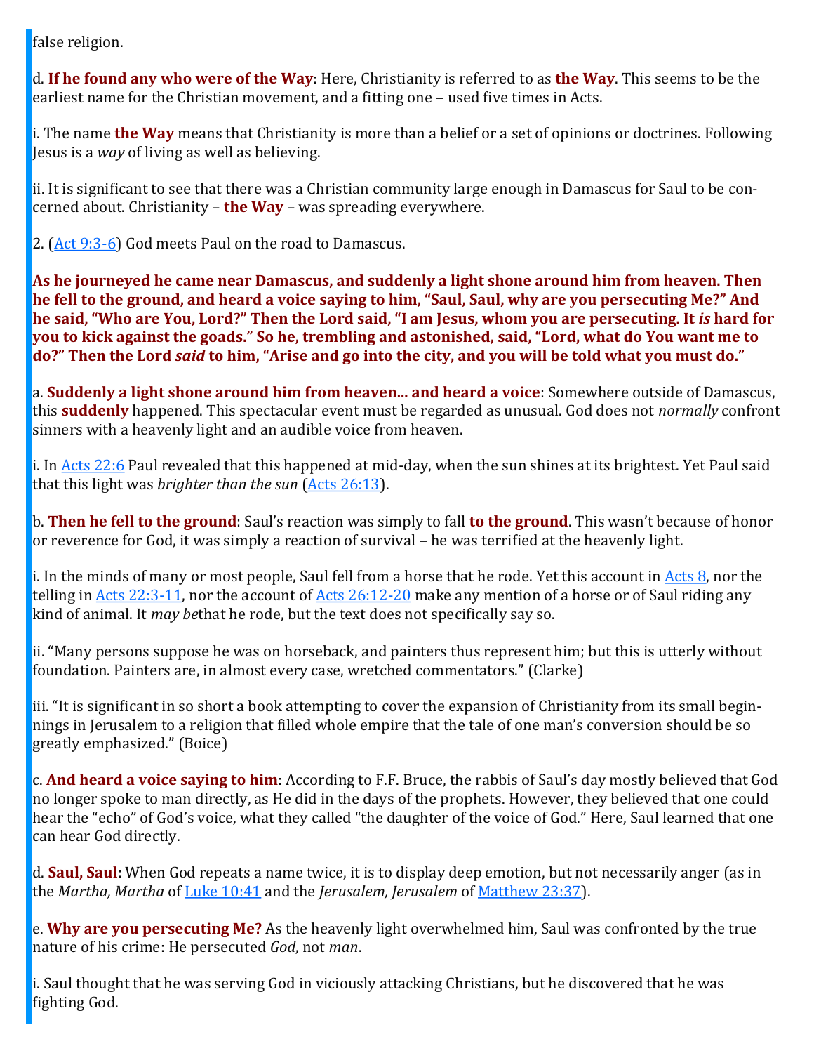false religion.

d. **If he found any who were of the Way**: Here, Christianity is referred to as **the Way**. This seems to be the earliest name for the Christian movement, and a fitting one – used five times in Acts.

i. The name **the Way** means that Christianity is more than a belief or a set of opinions or doctrines. Following Jesus is a *way* of living as well as believing.

ii. It is significant to see that there was a Christian community large enough in Damascus for Saul to be concerned about. Christianity – **the Way** – was spreading everywhere.

2. (Act 9:3-6) God meets Paul on the road to Damascus.

**As he journeyed he came near Damascus, and suddenly a light shone around him from heaven. Then he fell to the ground, and heard a voice saying to him, "Saul, Saul, why are you persecuting Me?" And he said, "Who are You, Lord?" Then the Lord said, "I am Jesus, whom you are persecuting. It *is* hard for you to kick against the goads." So he, trembling and astonished, said, "Lord, what do You want me to do?" Then the Lord *said* to him, "Arise and go into the city, and you will be told what you must do."**

a. **Suddenly a light shone around him from heaven... and heard a voice**: Somewhere outside of Damascus, this **suddenly** happened. This spectacular event must be regarded as unusual. God does not *normally* confront sinners with a heavenly light and an audible voice from heaven.

i. In Acts 22:6 Paul revealed that this happened at mid-day, when the sun shines at its brightest. Yet Paul said that this light was *brighter than the sun* (Acts 26:13).

b. **Then he fell to the ground**: Saul's reaction was simply to fall **to the ground**. This wasn't because of honor or reverence for God, it was simply a reaction of survival – he was terrified at the heavenly light.

i. In the minds of many or most people, Saul fell from a horse that he rode. Yet this account in Acts 8, nor the telling in Acts 22:3-11, nor the account of Acts 26:12-20 make any mention of a horse or of Saul riding any kind of animal. It *may be*that he rode, but the text does not specifically say so.

ii. "Many persons suppose he was on horseback, and painters thus represent him; but this is utterly without foundation. Painters are, in almost every case, wretched commentators." (Clarke)

iii. "It is significant in so short a book attempting to cover the expansion of Christianity from its small beginnings in Jerusalem to a religion that filled whole empire that the tale of one man's conversion should be so greatly emphasized." (Boice)

c. **And heard a voice saying to him**: According to F.F. Bruce, the rabbis of Saul's day mostly believed that God no longer spoke to man directly, as He did in the days of the prophets. However, they believed that one could hear the "echo" of God's voice, what they called "the daughter of the voice of God." Here, Saul learned that one can hear God directly.

d. **Saul, Saul**: When God repeats a name twice, it is to display deep emotion, but not necessarily anger (as in the *Martha, Martha* of Luke 10:41 and the *Jerusalem, Jerusalem* of Matthew 23:37).

e. **Why are you persecuting Me?** As the heavenly light overwhelmed him, Saul was confronted by the true nature of his crime: He persecuted *God*, not *man*.

i. Saul thought that he was serving God in viciously attacking Christians, but he discovered that he was fighting God.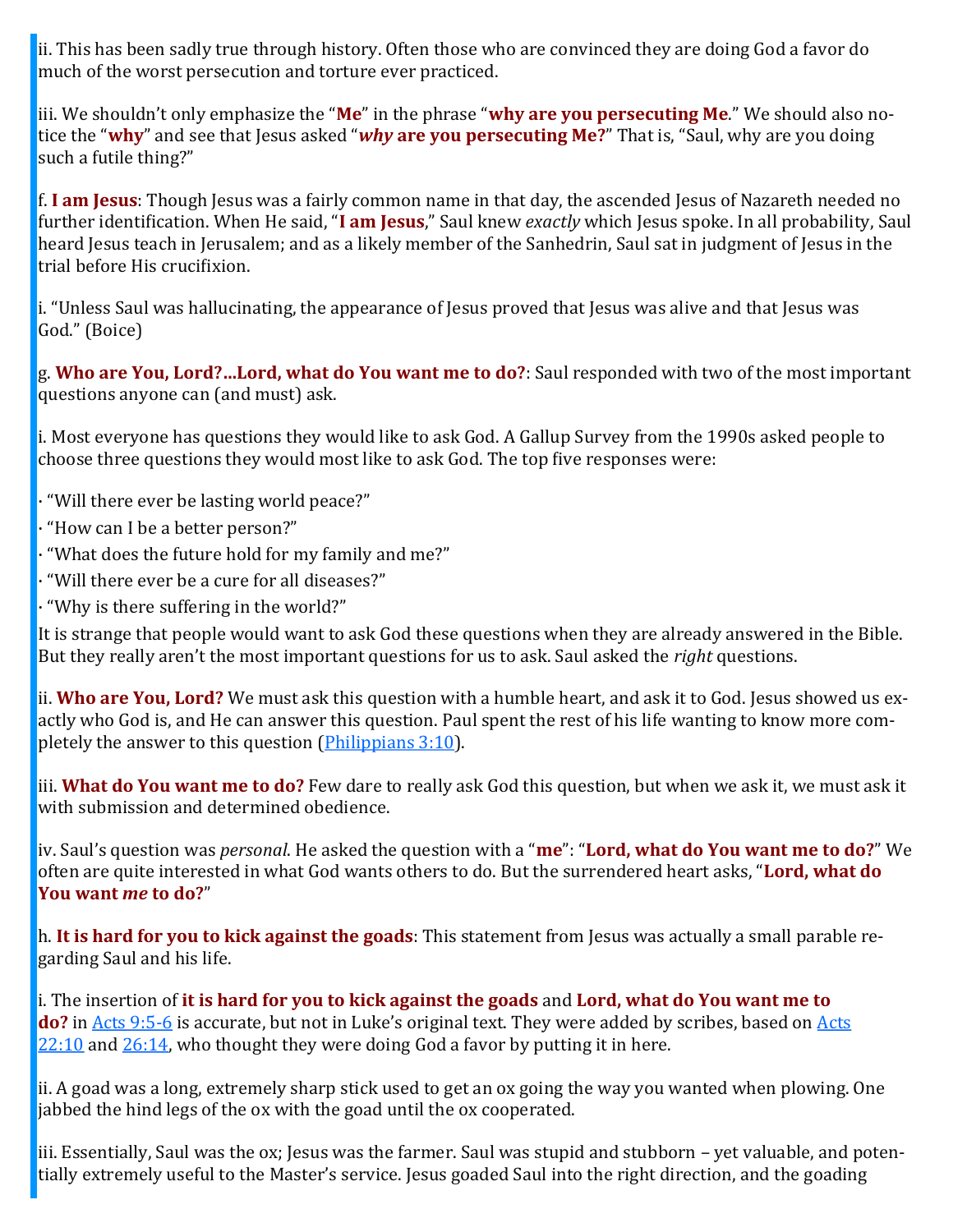ii. This has been sadly true through history. Often those who are convinced they are doing God a favor do much of the worst persecution and torture ever practiced.

iii. We shouldn't only emphasize the "**Me**" in the phrase "**why are you persecuting Me**." We should also notice the "**why**" and see that Jesus asked "***why* are you persecuting Me?**" That is, "Saul, why are you doing such a futile thing?"

f. **I am Jesus**: Though Jesus was a fairly common name in that day, the ascended Jesus of Nazareth needed no further identification. When He said, "**I am Jesus**," Saul knew *exactly* which Jesus spoke. In all probability, Saul heard Jesus teach in Jerusalem; and as a likely member of the Sanhedrin, Saul sat in judgment of Jesus in the trial before His crucifixion.

i. "Unless Saul was hallucinating, the appearance of Jesus proved that Jesus was alive and that Jesus was God." (Boice)

g. **Who are You, Lord?...Lord, what do You want me to do?**: Saul responded with two of the most important questions anyone can (and must) ask.

i. Most everyone has questions they would like to ask God. A Gallup Survey from the 1990s asked people to choose three questions they would most like to ask God. The top five responses were:

· "Will there ever be lasting world peace?"
· "How can I be a better person?"
· "What does the future hold for my family and me?"
· "Will there ever be a cure for all diseases?"
· "Why is there suffering in the world?"

It is strange that people would want to ask God these questions when they are already answered in the Bible. But they really aren't the most important questions for us to ask. Saul asked the *right* questions.

ii. **Who are You, Lord?** We must ask this question with a humble heart, and ask it to God. Jesus showed us exactly who God is, and He can answer this question. Paul spent the rest of his life wanting to know more completely the answer to this question (Philippians 3:10).

iii. **What do You want me to do?** Few dare to really ask God this question, but when we ask it, we must ask it with submission and determined obedience.

iv. Saul's question was *personal*. He asked the question with a "**me**": "**Lord, what do You want me to do?**" We often are quite interested in what God wants others to do. But the surrendered heart asks, "**Lord, what do You want *me* to do?**"

h. **It is hard for you to kick against the goads**: This statement from Jesus was actually a small parable regarding Saul and his life.

i. The insertion of **it is hard for you to kick against the goads** and **Lord, what do You want me to do?** in Acts 9:5-6 is accurate, but not in Luke's original text. They were added by scribes, based on Acts 22:10 and 26:14, who thought they were doing God a favor by putting it in here.

ii. A goad was a long, extremely sharp stick used to get an ox going the way you wanted when plowing. One jabbed the hind legs of the ox with the goad until the ox cooperated.

iii. Essentially, Saul was the ox; Jesus was the farmer. Saul was stupid and stubborn – yet valuable, and potentially extremely useful to the Master's service. Jesus goaded Saul into the right direction, and the goading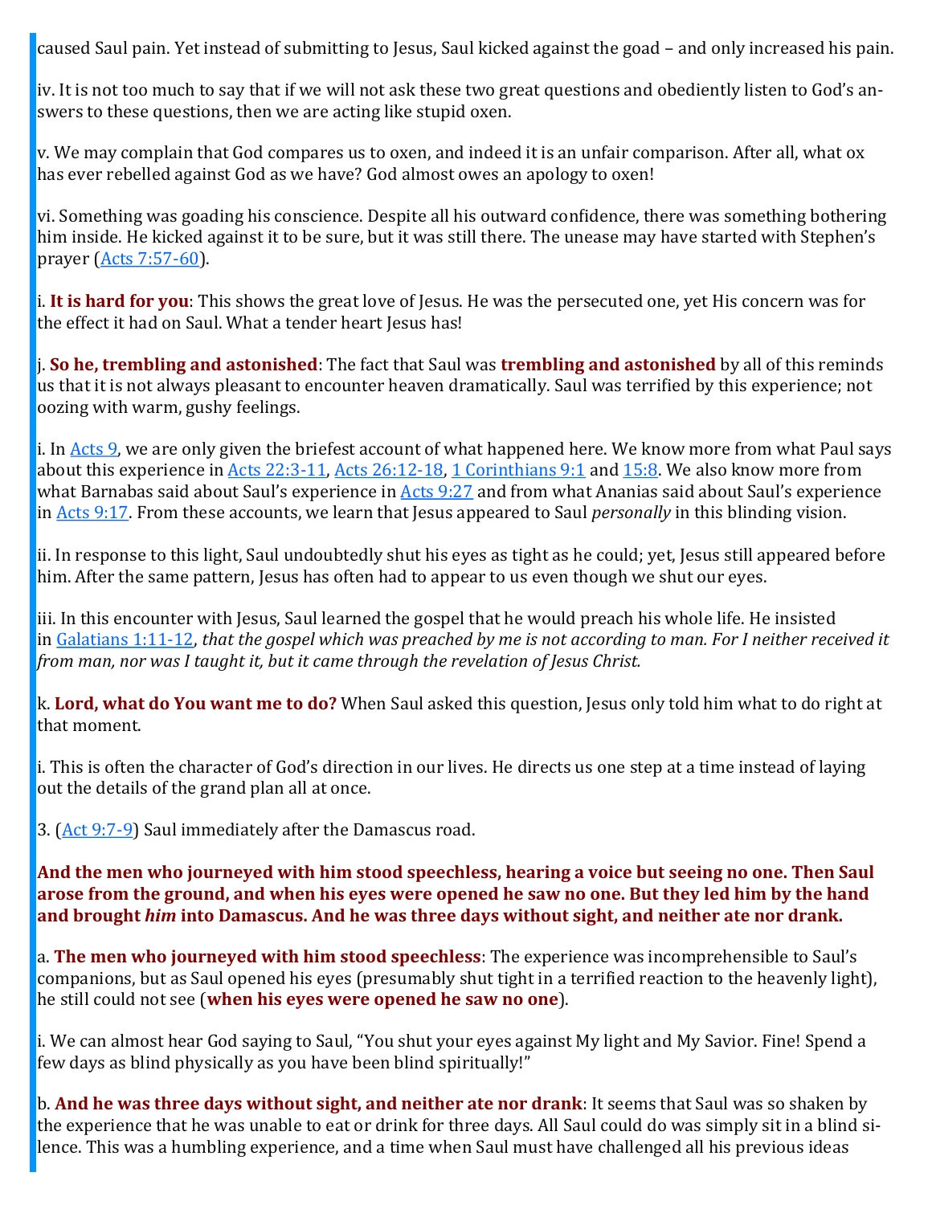caused Saul pain. Yet instead of submitting to Jesus, Saul kicked against the goad – and only increased his pain.

iv. It is not too much to say that if we will not ask these two great questions and obediently listen to God's answers to these questions, then we are acting like stupid oxen.

v. We may complain that God compares us to oxen, and indeed it is an unfair comparison. After all, what ox has ever rebelled against God as we have? God almost owes an apology to oxen!

vi. Something was goading his conscience. Despite all his outward confidence, there was something bothering him inside. He kicked against it to be sure, but it was still there. The unease may have started with Stephen's prayer (Acts 7:57-60).

i. **It is hard for you**: This shows the great love of Jesus. He was the persecuted one, yet His concern was for the effect it had on Saul. What a tender heart Jesus has!

j. **So he, trembling and astonished**: The fact that Saul was **trembling and astonished** by all of this reminds us that it is not always pleasant to encounter heaven dramatically. Saul was terrified by this experience; not oozing with warm, gushy feelings.

i. In Acts 9, we are only given the briefest account of what happened here. We know more from what Paul says about this experience in Acts 22:3-11, Acts 26:12-18, 1 Corinthians 9:1 and 15:8. We also know more from what Barnabas said about Saul's experience in Acts 9:27 and from what Ananias said about Saul's experience in Acts 9:17. From these accounts, we learn that Jesus appeared to Saul *personally* in this blinding vision.

ii. In response to this light, Saul undoubtedly shut his eyes as tight as he could; yet, Jesus still appeared before him. After the same pattern, Jesus has often had to appear to us even though we shut our eyes.

iii. In this encounter with Jesus, Saul learned the gospel that he would preach his whole life. He insisted in Galatians 1:11-12, *that the gospel which was preached by me is not according to man. For I neither received it from man, nor was I taught it, but it came through the revelation of Jesus Christ.*

k. **Lord, what do You want me to do?** When Saul asked this question, Jesus only told him what to do right at that moment.

i. This is often the character of God's direction in our lives. He directs us one step at a time instead of laying out the details of the grand plan all at once.

3. (Act 9:7-9) Saul immediately after the Damascus road.

**And the men who journeyed with him stood speechless, hearing a voice but seeing no one. Then Saul arose from the ground, and when his eyes were opened he saw no one. But they led him by the hand and brought *him* into Damascus. And he was three days without sight, and neither ate nor drank.**

a. **The men who journeyed with him stood speechless**: The experience was incomprehensible to Saul's companions, but as Saul opened his eyes (presumably shut tight in a terrified reaction to the heavenly light), he still could not see (**when his eyes were opened he saw no one**).

i. We can almost hear God saying to Saul, "You shut your eyes against My light and My Savior. Fine! Spend a few days as blind physically as you have been blind spiritually!"

b. **And he was three days without sight, and neither ate nor drank**: It seems that Saul was so shaken by the experience that he was unable to eat or drink for three days. All Saul could do was simply sit in a blind silence. This was a humbling experience, and a time when Saul must have challenged all his previous ideas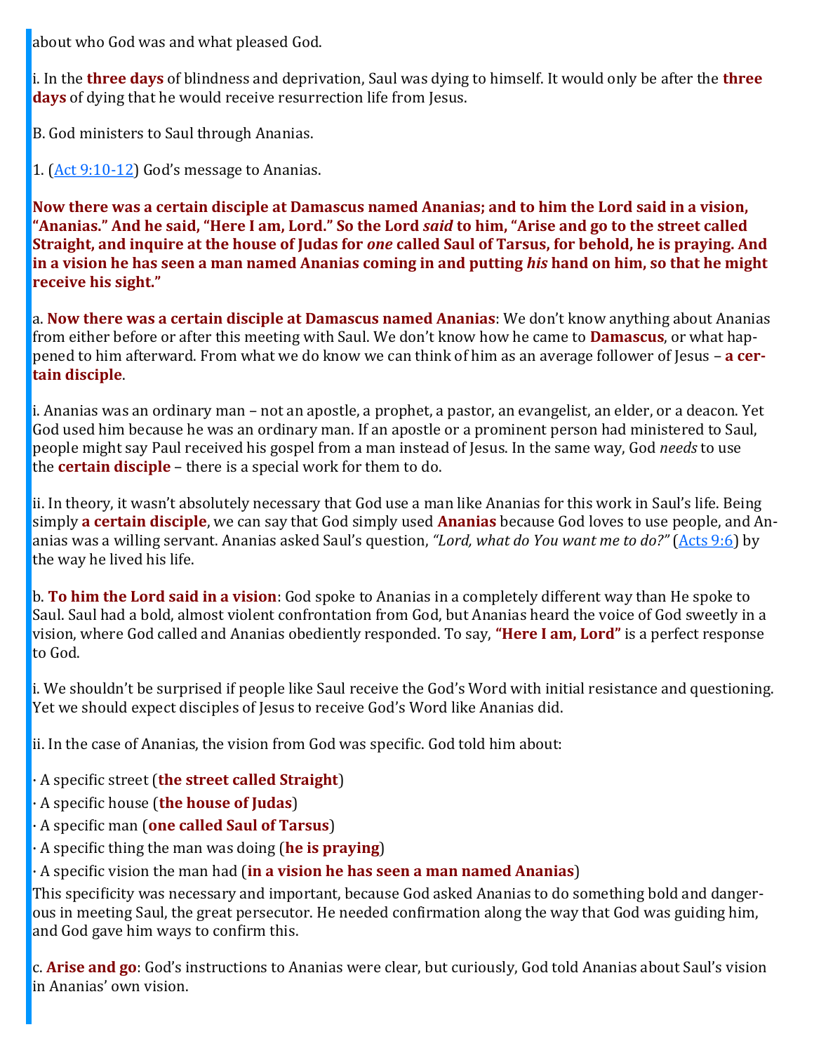about who God was and what pleased God.

i. In the **three days** of blindness and deprivation, Saul was dying to himself. It would only be after the **three days** of dying that he would receive resurrection life from Jesus.

B. God ministers to Saul through Ananias.

1. (Act 9:10-12) God's message to Ananias.

**Now there was a certain disciple at Damascus named Ananias; and to him the Lord said in a vision, "Ananias." And he said, "Here I am, Lord." So the Lord *said* to him, "Arise and go to the street called Straight, and inquire at the house of Judas for *one* called Saul of Tarsus, for behold, he is praying. And in a vision he has seen a man named Ananias coming in and putting *his* hand on him, so that he might receive his sight."**

a. **Now there was a certain disciple at Damascus named Ananias**: We don't know anything about Ananias from either before or after this meeting with Saul. We don't know how he came to **Damascus**, or what happened to him afterward. From what we do know we can think of him as an average follower of Jesus – **a certain disciple**.

i. Ananias was an ordinary man – not an apostle, a prophet, a pastor, an evangelist, an elder, or a deacon. Yet God used him because he was an ordinary man. If an apostle or a prominent person had ministered to Saul, people might say Paul received his gospel from a man instead of Jesus. In the same way, God *needs* to use the **certain disciple** – there is a special work for them to do.

ii. In theory, it wasn't absolutely necessary that God use a man like Ananias for this work in Saul's life. Being simply **a certain disciple**, we can say that God simply used **Ananias** because God loves to use people, and Ananias was a willing servant. Ananias asked Saul's question, *"Lord, what do You want me to do?"* (Acts 9:6) by the way he lived his life.

b. **To him the Lord said in a vision**: God spoke to Ananias in a completely different way than He spoke to Saul. Saul had a bold, almost violent confrontation from God, but Ananias heard the voice of God sweetly in a vision, where God called and Ananias obediently responded. To say, **"Here I am, Lord"** is a perfect response to God.

i. We shouldn't be surprised if people like Saul receive the God's Word with initial resistance and questioning. Yet we should expect disciples of Jesus to receive God's Word like Ananias did.

ii. In the case of Ananias, the vision from God was specific. God told him about:

· A specific street (**the street called Straight**)
· A specific house (**the house of Judas**)
· A specific man (**one called Saul of Tarsus**)
· A specific thing the man was doing (**he is praying**)
· A specific vision the man had (**in a vision he has seen a man named Ananias**)

This specificity was necessary and important, because God asked Ananias to do something bold and dangerous in meeting Saul, the great persecutor. He needed confirmation along the way that God was guiding him, and God gave him ways to confirm this.

c. **Arise and go**: God's instructions to Ananias were clear, but curiously, God told Ananias about Saul's vision in Ananias' own vision.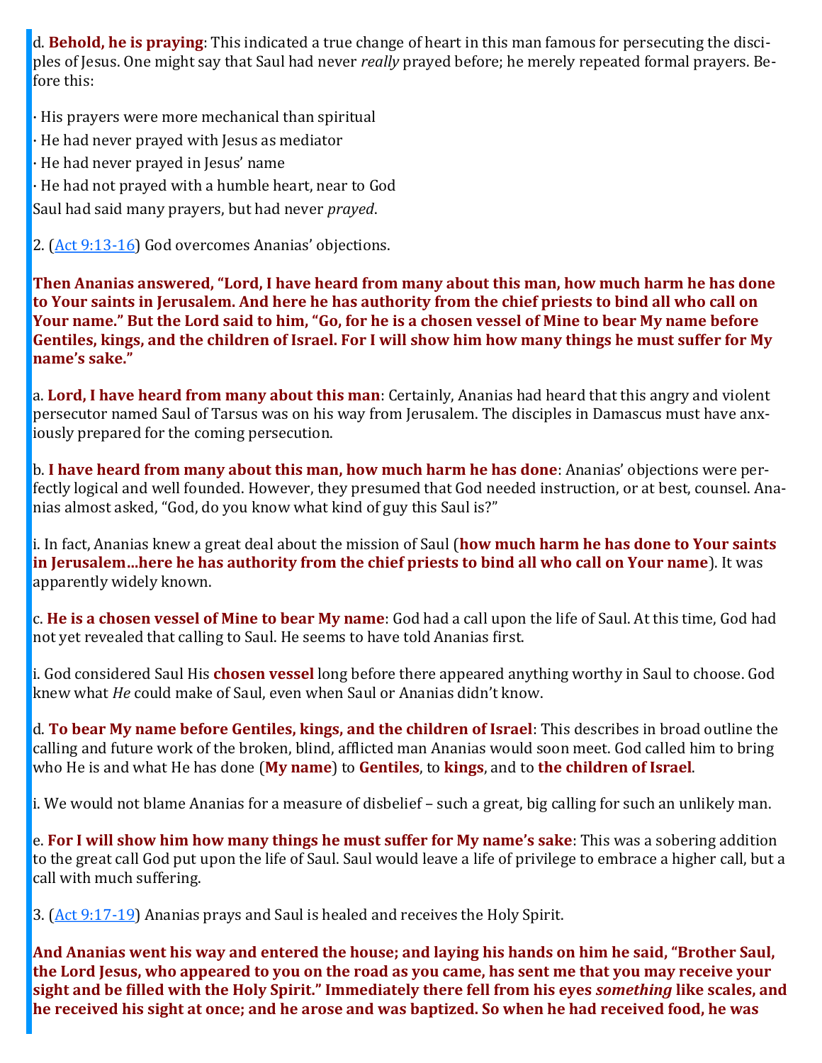d. **Behold, he is praying**: This indicated a true change of heart in this man famous for persecuting the disciples of Jesus. One might say that Saul had never *really* prayed before; he merely repeated formal prayers. Before this:

· His prayers were more mechanical than spiritual
· He had never prayed with Jesus as mediator
· He had never prayed in Jesus' name
· He had not prayed with a humble heart, near to God

Saul had said many prayers, but had never *prayed*.

2. (Act 9:13-16) God overcomes Ananias' objections.

**Then Ananias answered, "Lord, I have heard from many about this man, how much harm he has done to Your saints in Jerusalem. And here he has authority from the chief priests to bind all who call on Your name." But the Lord said to him, "Go, for he is a chosen vessel of Mine to bear My name before Gentiles, kings, and the children of Israel. For I will show him how many things he must suffer for My name's sake."**

a. **Lord, I have heard from many about this man**: Certainly, Ananias had heard that this angry and violent persecutor named Saul of Tarsus was on his way from Jerusalem. The disciples in Damascus must have anxiously prepared for the coming persecution.

b. **I have heard from many about this man, how much harm he has done**: Ananias' objections were perfectly logical and well founded. However, they presumed that God needed instruction, or at best, counsel. Ananias almost asked, "God, do you know what kind of guy this Saul is?"

i. In fact, Ananias knew a great deal about the mission of Saul (**how much harm he has done to Your saints in Jerusalem…here he has authority from the chief priests to bind all who call on Your name**). It was apparently widely known.

c. **He is a chosen vessel of Mine to bear My name**: God had a call upon the life of Saul. At this time, God had not yet revealed that calling to Saul. He seems to have told Ananias first.

i. God considered Saul His **chosen vessel** long before there appeared anything worthy in Saul to choose. God knew what *He* could make of Saul, even when Saul or Ananias didn't know.

d. **To bear My name before Gentiles, kings, and the children of Israel**: This describes in broad outline the calling and future work of the broken, blind, afflicted man Ananias would soon meet. God called him to bring who He is and what He has done (**My name**) to **Gentiles**, to **kings**, and to **the children of Israel**.

i. We would not blame Ananias for a measure of disbelief – such a great, big calling for such an unlikely man.

e. **For I will show him how many things he must suffer for My name's sake**: This was a sobering addition to the great call God put upon the life of Saul. Saul would leave a life of privilege to embrace a higher call, but a call with much suffering.

3. (Act 9:17-19) Ananias prays and Saul is healed and receives the Holy Spirit.

**And Ananias went his way and entered the house; and laying his hands on him he said, "Brother Saul, the Lord Jesus, who appeared to you on the road as you came, has sent me that you may receive your sight and be filled with the Holy Spirit." Immediately there fell from his eyes *something* like scales, and he received his sight at once; and he arose and was baptized. So when he had received food, he was**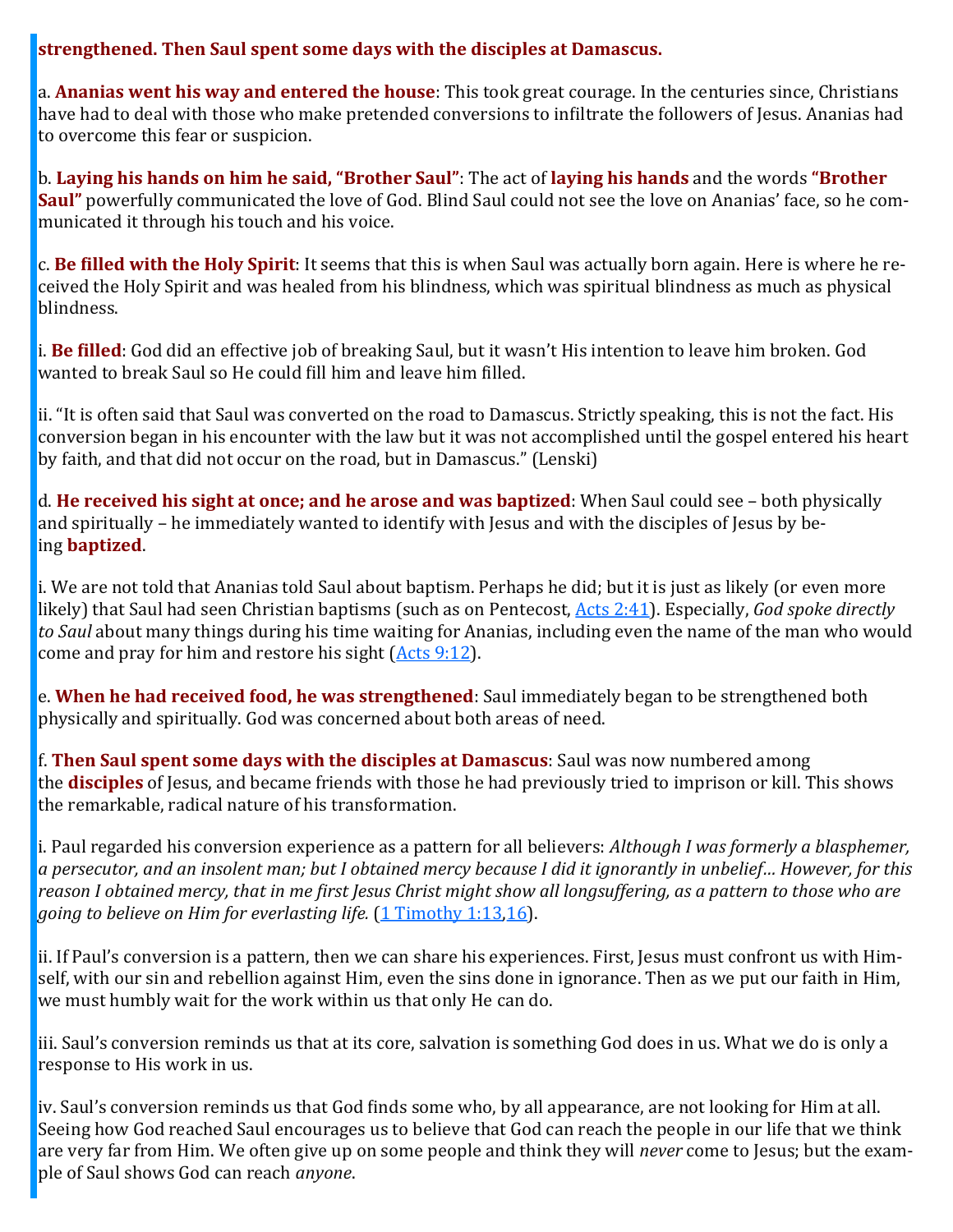**strengthened. Then Saul spent some days with the disciples at Damascus.**

a. **Ananias went his way and entered the house**: This took great courage. In the centuries since, Christians have had to deal with those who make pretended conversions to infiltrate the followers of Jesus. Ananias had to overcome this fear or suspicion.

b. **Laying his hands on him he said, "Brother Saul"**: The act of **laying his hands** and the words **"Brother Saul"** powerfully communicated the love of God. Blind Saul could not see the love on Ananias' face, so he communicated it through his touch and his voice.

c. **Be filled with the Holy Spirit**: It seems that this is when Saul was actually born again. Here is where he received the Holy Spirit and was healed from his blindness, which was spiritual blindness as much as physical blindness.

i. **Be filled**: God did an effective job of breaking Saul, but it wasn't His intention to leave him broken. God wanted to break Saul so He could fill him and leave him filled.

ii. "It is often said that Saul was converted on the road to Damascus. Strictly speaking, this is not the fact. His conversion began in his encounter with the law but it was not accomplished until the gospel entered his heart by faith, and that did not occur on the road, but in Damascus." (Lenski)

d. **He received his sight at once; and he arose and was baptized**: When Saul could see – both physically and spiritually – he immediately wanted to identify with Jesus and with the disciples of Jesus by being **baptized**.

i. We are not told that Ananias told Saul about baptism. Perhaps he did; but it is just as likely (or even more likely) that Saul had seen Christian baptisms (such as on Pentecost, [Acts 2:41]). Especially, *God spoke directly to Saul* about many things during his time waiting for Ananias, including even the name of the man who would come and pray for him and restore his sight ([Acts 9:12]).

e. **When he had received food, he was strengthened**: Saul immediately began to be strengthened both physically and spiritually. God was concerned about both areas of need.

f. **Then Saul spent some days with the disciples at Damascus**: Saul was now numbered among the **disciples** of Jesus, and became friends with those he had previously tried to imprison or kill. This shows the remarkable, radical nature of his transformation.

i. Paul regarded his conversion experience as a pattern for all believers: *Although I was formerly a blasphemer, a persecutor, and an insolent man; but I obtained mercy because I did it ignorantly in unbelief… However, for this reason I obtained mercy, that in me first Jesus Christ might show all longsuffering, as a pattern to those who are going to believe on Him for everlasting life.* ([1 Timothy 1:13], [16]).

ii. If Paul's conversion is a pattern, then we can share his experiences. First, Jesus must confront us with Himself, with our sin and rebellion against Him, even the sins done in ignorance. Then as we put our faith in Him, we must humbly wait for the work within us that only He can do.

iii. Saul's conversion reminds us that at its core, salvation is something God does in us. What we do is only a response to His work in us.

iv. Saul's conversion reminds us that God finds some who, by all appearance, are not looking for Him at all. Seeing how God reached Saul encourages us to believe that God can reach the people in our life that we think are very far from Him. We often give up on some people and think they will *never* come to Jesus; but the example of Saul shows God can reach *anyone*.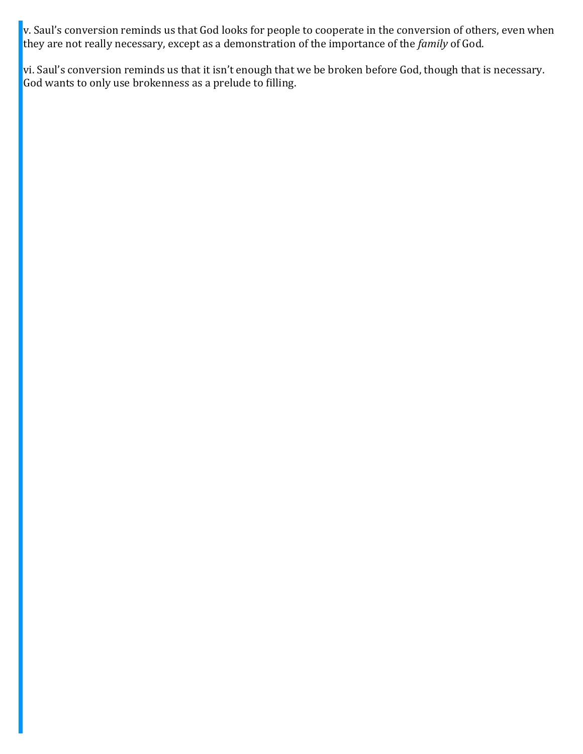v. Saul's conversion reminds us that God looks for people to cooperate in the conversion of others, even when they are not really necessary, except as a demonstration of the importance of the *family* of God.

vi. Saul's conversion reminds us that it isn't enough that we be broken before God, though that is necessary. God wants to only use brokenness as a prelude to filling.